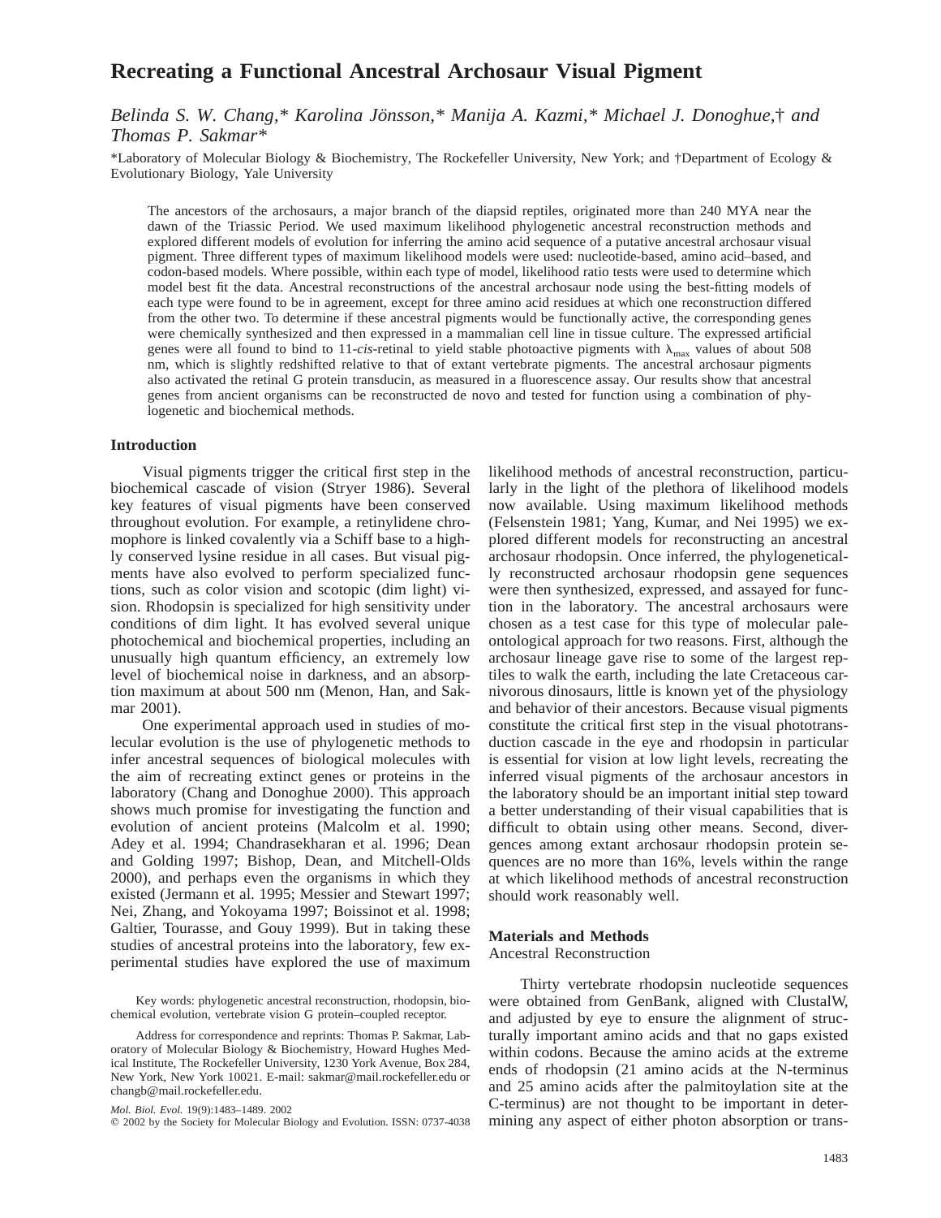# Recreating a Functional Ancestral Archosaur Visual Pigment

*Belinda S. W. Chang,\* Karolina Jönsson,\* Manija A. Kazmi,\* Michael J. Donoghue,† and Thomas P. Sakmar\**

\*Laboratory of Molecular Biology & Biochemistry, The Rockefeller University, New York; and †Department of Ecology & Evolutionary Biology, Yale University

The ancestors of the archosaurs, a major branch of the diapsid reptiles, originated more than 240 MYA near the dawn of the Triassic Period. We used maximum likelihood phylogenetic ancestral reconstruction methods and explored different models of evolution for inferring the amino acid sequence of a putative ancestral archosaur visual pigment. Three different types of maximum likelihood models were used: nucleotide-based, amino acid–based, and codon-based models. Where possible, within each type of model, likelihood ratio tests were used to determine which model best fit the data. Ancestral reconstructions of the ancestral archosaur node using the best-fitting models of each type were found to be in agreement, except for three amino acid residues at which one reconstruction differed from the other two. To determine if these ancestral pigments would be functionally active, the corresponding genes were chemically synthesized and then expressed in a mammalian cell line in tissue culture. The expressed artificial genes were all found to bind to 11-*cis*-retinal to yield stable photoactive pigments with $\lambda_{max}$ values of about 508 nm, which is slightly redshifted relative to that of extant vertebrate pigments. The ancestral archosaur pigments also activated the retinal G protein transducin, as measured in a fluorescence assay. Our results show that ancestral genes from ancient organisms can be reconstructed de novo and tested for function using a combination of phylogenetic and biochemical methods.

## Introduction

Visual pigments trigger the critical first step in the biochemical cascade of vision (Stryer 1986). Several key features of visual pigments have been conserved throughout evolution. For example, a retinylidene chromophore is linked covalently via a Schiff base to a highly conserved lysine residue in all cases. But visual pigments have also evolved to perform specialized functions, such as color vision and scotopic (dim light) vision. Rhodopsin is specialized for high sensitivity under conditions of dim light. It has evolved several unique photochemical and biochemical properties, including an unusually high quantum efficiency, an extremely low level of biochemical noise in darkness, and an absorption maximum at about 500 nm (Menon, Han, and Sakmar 2001).

One experimental approach used in studies of molecular evolution is the use of phylogenetic methods to infer ancestral sequences of biological molecules with the aim of recreating extinct genes or proteins in the laboratory (Chang and Donoghue 2000). This approach shows much promise for investigating the function and evolution of ancient proteins (Malcolm et al. 1990; Adey et al. 1994; Chandrasekharan et al. 1996; Dean and Golding 1997; Bishop, Dean, and Mitchell-Olds 2000), and perhaps even the organisms in which they existed (Jermann et al. 1995; Messier and Stewart 1997; Nei, Zhang, and Yokoyama 1997; Boissinot et al. 1998; Galtier, Tourasse, and Gouy 1999). But in taking these studies of ancestral proteins into the laboratory, few experimental studies have explored the use of maximum likelihood methods of ancestral reconstruction, particularly in the light of the plethora of likelihood models now available. Using maximum likelihood methods (Felsenstein 1981; Yang, Kumar, and Nei 1995) we explored different models for reconstructing an ancestral archosaur rhodopsin. Once inferred, the phylogenetically reconstructed archosaur rhodopsin gene sequences were then synthesized, expressed, and assayed for function in the laboratory. The ancestral archosaurs were chosen as a test case for this type of molecular paleontological approach for two reasons. First, although the archosaur lineage gave rise to some of the largest reptiles to walk the earth, including the late Cretaceous carnivorous dinosaurs, little is known yet of the physiology and behavior of their ancestors. Because visual pigments constitute the critical first step in the visual phototransduction cascade in the eye and rhodopsin in particular is essential for vision at low light levels, recreating the inferred visual pigments of the archosaur ancestors in the laboratory should be an important initial step toward a better understanding of their visual capabilities that is difficult to obtain using other means. Second, divergences among extant archosaur rhodopsin protein sequences are no more than 16%, levels within the range at which likelihood methods of ancestral reconstruction should work reasonably well.

Key words: phylogenetic ancestral reconstruction, rhodopsin, biochemical evolution, vertebrate vision G protein–coupled receptor.

Address for correspondence and reprints: Thomas P. Sakmar, Laboratory of Molecular Biology & Biochemistry, Howard Hughes Medical Institute, The Rockefeller University, 1230 York Avenue, Box 284, New York, New York 10021. E-mail: sakmar@mail.rockefeller.edu or changb@mail.rockefeller.edu.

*Mol. Biol. Evol.* 19(9):1483–1489. 2002

© 2002 by the Society for Molecular Biology and Evolution. ISSN: 0737-4038

## Materials and Methods

### Ancestral Reconstruction

Thirty vertebrate rhodopsin nucleotide sequences were obtained from GenBank, aligned with ClustalW, and adjusted by eye to ensure the alignment of structurally important amino acids and that no gaps existed within codons. Because the amino acids at the extreme ends of rhodopsin (21 amino acids at the N-terminus and 25 amino acids after the palmitoylation site at the C-terminus) are not thought to be important in determining any aspect of either photon absorption or trans-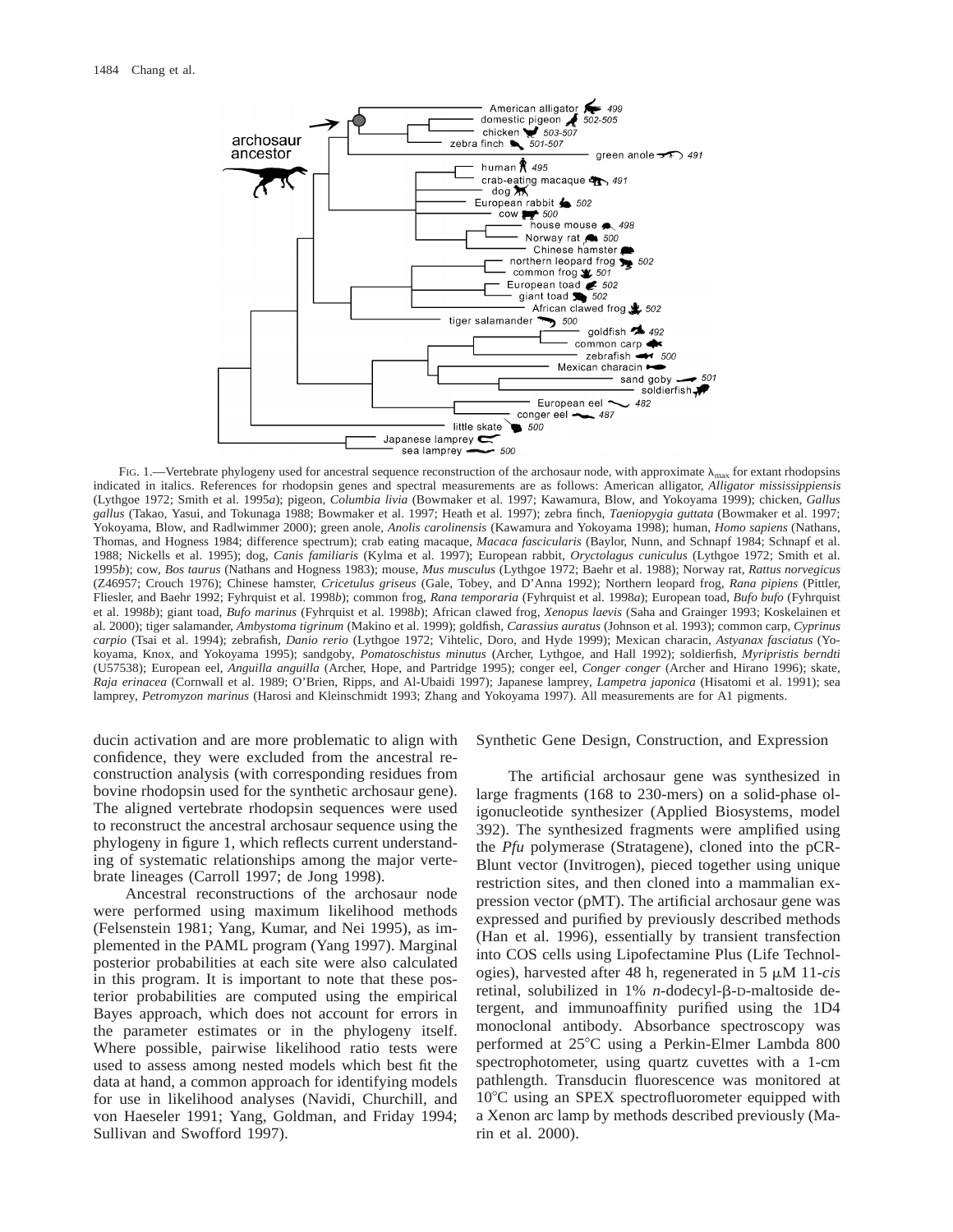FIG. 1.—Vertebrate phylogeny used for ancestral sequence reconstruction of the archosaur node, with approximate $\lambda_{max}$ for extant rhodopsins indicated in italics. References for rhodopsin genes and spectral measurements are as follows: American alligator, *Alligator mississippiensis* (Lythgoe 1972; Smith et al. 1995*a*); pigeon, *Columbia livia* (Bowmaker et al. 1997; Kawamura, Blow, and Yokoyama 1999); chicken, *Gallus gallus* (Takao, Yasui, and Tokunaga 1988; Bowmaker et al. 1997; Heath et al. 1997); zebra finch, *Taeniopygia guttata* (Bowmaker et al. 1997; Yokoyama, Blow, and Radlwimmer 2000); green anole, *Anolis carolinensis* (Kawamura and Yokoyama 1998); human, *Homo sapiens* (Nathans, Thomas, and Hogness 1984; difference spectrum); crab eating macaque, *Macaca fascicularis* (Baylor, Nunn, and Schnapf 1984; Schnapf et al. 1988; Nickells et al. 1995); dog, *Canis familiaris* (Kylma et al. 1997); European rabbit, *Oryctolagus cuniculus* (Lythgoe 1972; Smith et al. 1995*b*); cow, *Bos taurus* (Nathans and Hogness 1983); mouse, *Mus musculus* (Lythgoe 1972; Baehr et al. 1988); Norway rat, *Rattus norvegicus* (Z46957; Crouch 1976); Chinese hamster, *Cricetulus griseus* (Gale, Tobey, and D'Anna 1992); Northern leopard frog, *Rana pipiens* (Pittler, Fliesler, and Baehr 1992; Fyhrquist et al. 1998*b*); common frog, *Rana temporaria* (Fyhrquist et al. 1998*a*); European toad, *Bufo bufo* (Fyhrquist et al. 1998*b*); giant toad, *Bufo marinus* (Fyhrquist et al. 1998*b*); African clawed frog, *Xenopus laevis* (Saha and Grainger 1993; Koskelainen et al. 2000); tiger salamander, *Ambystoma tigrinum* (Makino et al. 1999); goldfish, *Carassius auratus* (Johnson et al. 1993); common carp, *Cyprinus carpio* (Tsai et al. 1994); zebrafish, *Danio rerio* (Lythgoe 1972; Vihtelic, Doro, and Hyde 1999); Mexican characin, *Astyanax fasciatus* (Yokoyama, Knox, and Yokoyama 1995); sandgoby, *Pomatoschistus minutus* (Archer, Lythgoe, and Hall 1992); soldierfish, *Myripristis berndti* (U57538); European eel, *Anguilla anguilla* (Archer, Hope, and Partridge 1995); conger eel, *Conger conger* (Archer and Hirano 1996); skate, *Raja erinacea* (Cornwall et al. 1989; O'Brien, Ripps, and Al-Ubaidi 1997); Japanese lamprey, *Lampetra japonica* (Hisatomi et al. 1991); sea lamprey, *Petromyzon marinus* (Harosi and Kleinschmidt 1993; Zhang and Yokoyama 1997). All measurements are for A1 pigments.

ducin activation and are more problematic to align with confidence, they were excluded from the ancestral reconstruction analysis (with corresponding residues from bovine rhodopsin used for the synthetic archosaur gene). The aligned vertebrate rhodopsin sequences were used to reconstruct the ancestral archosaur sequence using the phylogeny in figure 1, which reflects current understanding of systematic relationships among the major vertebrate lineages (Carroll 1997; de Jong 1998).

Ancestral reconstructions of the archosaur node were performed using maximum likelihood methods (Felsenstein 1981; Yang, Kumar, and Nei 1995), as implemented in the PAML program (Yang 1997). Marginal posterior probabilities at each site were also calculated in this program. It is important to note that these posterior probabilities are computed using the empirical Bayes approach, which does not account for errors in the parameter estimates or in the phylogeny itself. Where possible, pairwise likelihood ratio tests were used to assess among nested models which best fit the data at hand, a common approach for identifying models for use in likelihood analyses (Navidi, Churchill, and von Haeseler 1991; Yang, Goldman, and Friday 1994; Sullivan and Swofford 1997).

## Synthetic Gene Design, Construction, and Expression

The artificial archosaur gene was synthesized in large fragments (168 to 230-mers) on a solid-phase oligonucleotide synthesizer (Applied Biosystems, model 392). The synthesized fragments were amplified using the *Pfu* polymerase (Stratagene), cloned into the pCR-Blunt vector (Invitrogen), pieced together using unique restriction sites, and then cloned into a mammalian expression vector (pMT). The artificial archosaur gene was expressed and purified by previously described methods (Han et al. 1996), essentially by transient transfection into COS cells using Lipofectamine Plus (Life Technologies), harvested after 48 h, regenerated in 5 μM 11-*cis* retinal, solubilized in 1% *n*-dodecyl-β-D-maltoside detergent, and immunoaffinity purified using the 1D4 monoclonal antibody. Absorbance spectroscopy was performed at 25°C using a Perkin-Elmer Lambda 800 spectrophotometer, using quartz cuvettes with a 1-cm pathlength. Transducin fluorescence was monitored at 10°C using an SPEX spectrofluorometer equipped with a Xenon arc lamp by methods described previously (Marin et al. 2000).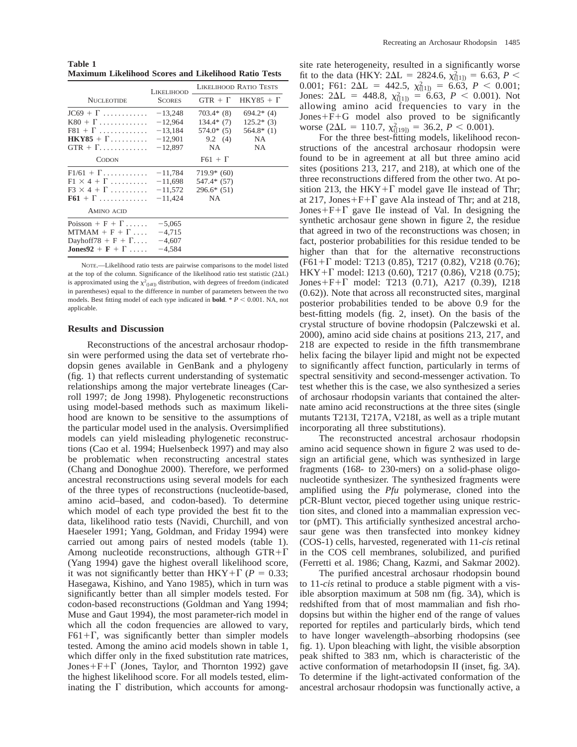**Table 1**
**Maximum Likelihood Scores and Likelihood Ratio Tests**

| Nucleotide | Likelihood Scores | Likelihood Ratio Tests | |
|---|---|---|---|
| | | GTR + Γ | HKY85 + Γ |
| JC69 + Γ | −13,248 | 703.4* (8) | 694.2* (4) |
| K80 + Γ | −12,964 | 134.4* (7) | 125.2* (3) |
| F81 + Γ | −13,184 | 574.0* (5) | 564.8* (1) |
| **HKY85** + Γ | −12,901 | 9.2 (4) | NA |
| GTR + Γ | −12,897 | NA | NA |
| Codon | | F61 + Γ | |
| F1/61 + Γ | −11,784 | 719.9* (60) | |
| F1 × 4 + Γ | −11,698 | 547.4* (57) | |
| F3 × 4 + Γ | −11,572 | 296.6* (51) | |
| **F61** + Γ | −11,424 | NA | |
| Amino acid | | | |
| Poisson + F + Γ | −5,065 | | |
| MTMAM + F + Γ | −4,715 | | |
| Dayhoff78 + F + Γ | −4,607 | | |
| **Jones92** + **F** + Γ | −4,584 | | |

Note.—Likelihood ratio tests are pairwise comparisons to the model listed at the top of the column. Significance of the likelihood ratio test statistic (2ΔL) is approximated using the $\chi^2_{(\mathrm{df})}$ distribution, with degrees of freedom (indicated in parentheses) equal to the difference in number of parameters between the two models. Best fitting model of each type indicated in **bold**. * $P < 0.001$. NA, not applicable.

## Results and Discussion

Reconstructions of the ancestral archosaur rhodopsin were performed using the data set of vertebrate rhodopsin genes available in GenBank and a phylogeny (fig. 1) that reflects current understanding of systematic relationships among the major vertebrate lineages (Carroll 1997; de Jong 1998). Phylogenetic reconstructions using model-based methods such as maximum likelihood are known to be sensitive to the assumptions of the particular model used in the analysis. Oversimplified models can yield misleading phylogenetic reconstructions (Cao et al. 1994; Huelsenbeck 1997) and may also be problematic when reconstructing ancestral states (Chang and Donoghue 2000). Therefore, we performed ancestral reconstructions using several models for each of the three types of reconstructions (nucleotide-based, amino acid–based, and codon-based). To determine which model of each type provided the best fit to the data, likelihood ratio tests (Navidi, Churchill, and von Haeseler 1991; Yang, Goldman, and Friday 1994) were carried out among pairs of nested models (table 1). Among nucleotide reconstructions, although GTR+Γ (Yang 1994) gave the highest overall likelihood score, it was not significantly better than HKY+Γ ($P = 0.33$; Hasegawa, Kishino, and Yano 1985), which in turn was significantly better than all simpler models tested. For codon-based reconstructions (Goldman and Yang 1994; Muse and Gaut 1994), the most parameter-rich model in which all the codon frequencies are allowed to vary, F61+Γ, was significantly better than simpler models tested. Among the amino acid models shown in table 1, which differ only in the fixed substitution rate matrices, Jones+F+Γ (Jones, Taylor, and Thornton 1992) gave the highest likelihood score. For all models tested, eliminating the Γ distribution, which accounts for among-site rate heterogeneity, resulted in a significantly worse fit to the data (HKY: $2\Delta L = 2824.6$, $\chi^2_{([1])} = 6.63$, $P < 0.001$; F61: $2\Delta L = 442.5$, $\chi^2_{([1])} = 6.63$, $P < 0.001$; Jones: $2\Delta L = 448.8$, $\chi^2_{([1])} = 6.63$, $P < 0.001$). Not allowing amino acid frequencies to vary in the Jones+F+G model also proved to be significantly worse ($2\Delta L = 110.7$, $\chi^2_{([19])} = 36.2$, $P < 0.001$).

For the three best-fitting models, likelihood reconstructions of the ancestral archosaur rhodopsin were found to be in agreement at all but three amino acid sites (positions 213, 217, and 218), at which one of the three reconstructions differed from the other two. At position 213, the HKY+Γ model gave Ile instead of Thr; at 217, Jones+F+Γ gave Ala instead of Thr; and at 218, Jones+F+Γ gave Ile instead of Val. In designing the synthetic archosaur gene shown in figure 2, the residue that agreed in two of the reconstructions was chosen; in fact, posterior probabilities for this residue tended to be higher than that for the alternative reconstructions (F61+Γ model: T213 (0.85), T217 (0.82), V218 (0.76); HKY+Γ model: I213 (0.60), T217 (0.86), V218 (0.75); Jones+F+Γ model: T213 (0.71), A217 (0.39), I218 (0.62)). Note that across all reconstructed sites, marginal posterior probabilities tended to be above 0.9 for the best-fitting models (fig. 2, inset). On the basis of the crystal structure of bovine rhodopsin (Palczewski et al. 2000), amino acid side chains at positions 213, 217, and 218 are expected to reside in the fifth transmembrane helix facing the bilayer lipid and might not be expected to significantly affect function, particularly in terms of spectral sensitivity and second-messenger activation. To test whether this is the case, we also synthesized a series of archosaur rhodopsin variants that contained the alternate amino acid reconstructions at the three sites (single mutants T213I, T217A, V218I, as well as a triple mutant incorporating all three substitutions).

The reconstructed ancestral archosaur rhodopsin amino acid sequence shown in figure 2 was used to design an artificial gene, which was synthesized in large fragments (168- to 230-mers) on a solid-phase oligonucleotide synthesizer. The synthesized fragments were amplified using the *Pfu* polymerase, cloned into the pCR-Blunt vector, pieced together using unique restriction sites, and cloned into a mammalian expression vector (pMT). This artificially synthesized ancestral archosaur gene was then transfected into monkey kidney (COS-1) cells, harvested, regenerated with 11-*cis* retinal in the COS cell membranes, solubilized, and purified (Ferretti et al. 1986; Chang, Kazmi, and Sakmar 2002).

The purified ancestral archosaur rhodopsin bound to 11-*cis* retinal to produce a stable pigment with a visible absorption maximum at 508 nm (fig. 3*A*), which is redshifted from that of most mammalian and fish rhodopsins but within the higher end of the range of values reported for reptiles and particularly birds, which tend to have longer wavelength–absorbing rhodopsins (see fig. 1). Upon bleaching with light, the visible absorption peak shifted to 383 nm, which is characteristic of the active conformation of metarhodopsin II (inset, fig. 3*A*). To determine if the light-activated conformation of the ancestral archosaur rhodopsin was functionally active, a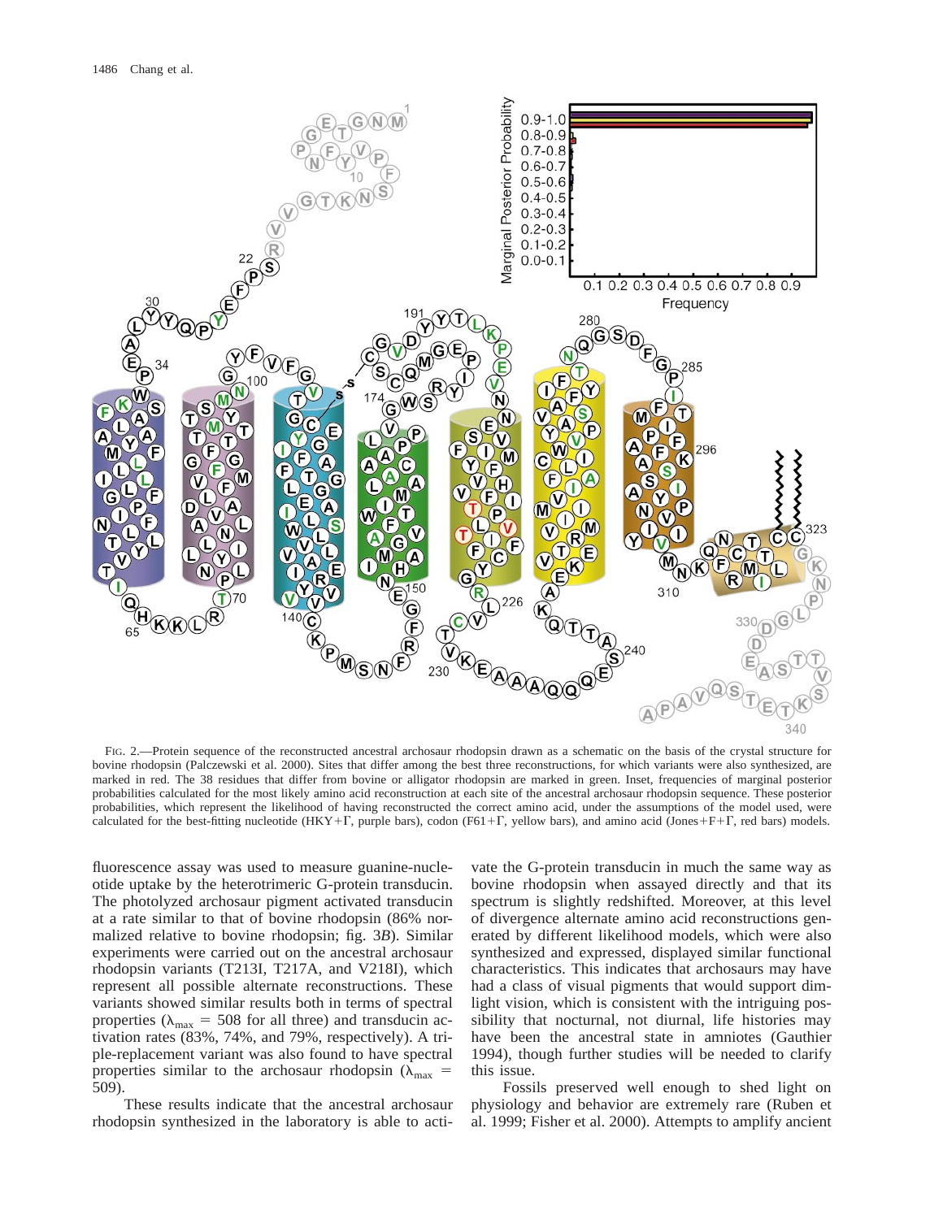FIG. 2.—Protein sequence of the reconstructed ancestral archosaur rhodopsin drawn as a schematic on the basis of the crystal structure for bovine rhodopsin (Palczewski et al. 2000). Sites that differ among the best three reconstructions, for which variants were also synthesized, are marked in red. The 38 residues that differ from bovine or alligator rhodopsin are marked in green. Inset, frequencies of marginal posterior probabilities calculated for the most likely amino acid reconstruction at each site of the ancestral archosaur rhodopsin sequence. These posterior probabilities, which represent the likelihood of having reconstructed the correct amino acid, under the assumptions of the model used, were calculated for the best-fitting nucleotide (HKY+Γ, purple bars), codon (F61+Γ, yellow bars), and amino acid (Jones+F+Γ, red bars) models.

fluorescence assay was used to measure guanine-nucleotide uptake by the heterotrimeric G-protein transducin. The photolyzed archosaur pigment activated transducin at a rate similar to that of bovine rhodopsin (86% normalized relative to bovine rhodopsin; fig. 3*B*). Similar experiments were carried out on the ancestral archosaur rhodopsin variants (T213I, T217A, and V218I), which represent all possible alternate reconstructions. These variants showed similar results both in terms of spectral properties ($\lambda_{max}$ = 508 for all three) and transducin activation rates (83%, 74%, and 79%, respectively). A triple-replacement variant was also found to have spectral properties similar to the archosaur rhodopsin ($\lambda_{max}$ = 509).

These results indicate that the ancestral archosaur rhodopsin synthesized in the laboratory is able to activate the G-protein transducin in much the same way as bovine rhodopsin when assayed directly and that its spectrum is slightly redshifted. Moreover, at this level of divergence alternate amino acid reconstructions generated by different likelihood models, which were also synthesized and expressed, displayed similar functional characteristics. This indicates that archosaurs may have had a class of visual pigments that would support dim-light vision, which is consistent with the intriguing possibility that nocturnal, not diurnal, life histories may have been the ancestral state in amniotes (Gauthier 1994), though further studies will be needed to clarify this issue.

Fossils preserved well enough to shed light on physiology and behavior are extremely rare (Ruben et al. 1999; Fisher et al. 2000). Attempts to amplify ancient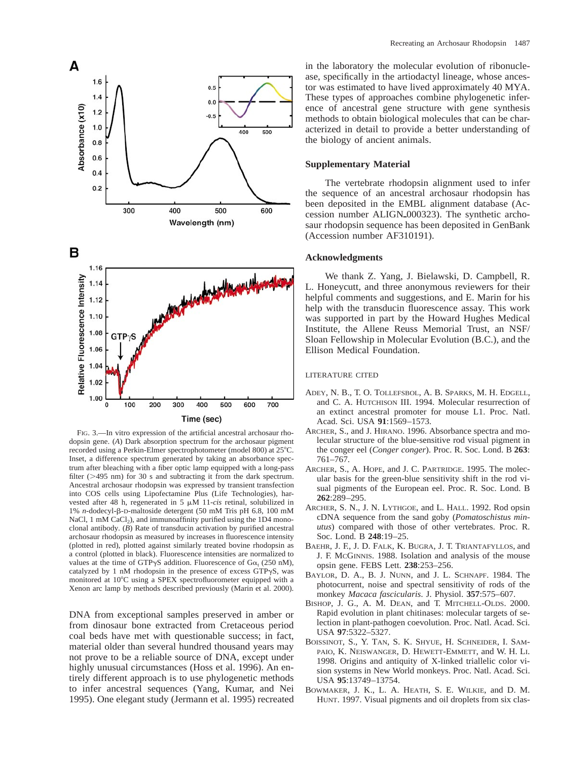FIG. 3.—In vitro expression of the artificial ancestral archosaur rhodopsin gene. (*A*) Dark absorption spectrum for the archosaur pigment recorded using a Perkin-Elmer spectrophotometer (model 800) at 25°C. Inset, a difference spectrum generated by taking an absorbance spectrum after bleaching with a fiber optic lamp equipped with a long-pass filter (>495 nm) for 30 s and subtracting it from the dark spectrum. Ancestral archosaur rhodopsin was expressed by transient transfection into COS cells using Lipofectamine Plus (Life Technologies), harvested after 48 h, regenerated in 5 μM 11-*cis* retinal, solubilized in 1% *n*-dodecyl-β-D-maltoside detergent (50 mM Tris pH 6.8, 100 mM NaCl, 1 mM $CaCl_2$), and immunoaffinity purified using the 1D4 monoclonal antibody. (*B*) Rate of transducin activation by purified ancestral archosaur rhodopsin as measured by increases in fluorescence intensity (plotted in red), plotted against similarly treated bovine rhodopsin as a control (plotted in black). Fluorescence intensities are normalized to values at the time of GTPγS addition. Fluorescence of $G\alpha_t$ (250 nM), catalyzed by 1 nM rhodopsin in the presence of excess GTPγS, was monitored at 10°C using a SPEX spectrofluorometer equipped with a Xenon arc lamp by methods described previously (Marin et al. 2000).

DNA from exceptional samples preserved in amber or from dinosaur bone extracted from Cretaceous period coal beds have met with questionable success; in fact, material older than several hundred thousand years may not prove to be a reliable source of DNA, except under highly unusual circumstances (Hoss et al. 1996). An entirely different approach is to use phylogenetic methods to infer ancestral sequences (Yang, Kumar, and Nei 1995). One elegant study (Jermann et al. 1995) recreated in the laboratory the molecular evolution of ribonuclease, specifically in the artiodactyl lineage, whose ancestor was estimated to have lived approximately 40 MYA. These types of approaches combine phylogenetic inference of ancestral gene structure with gene synthesis methods to obtain biological molecules that can be characterized in detail to provide a better understanding of the biology of ancient animals.

## Supplementary Material

The vertebrate rhodopsin alignment used to infer the sequence of an ancestral archosaur rhodopsin has been deposited in the EMBL alignment database (Accession number ALIGN_000323). The synthetic archosaur rhodopsin sequence has been deposited in GenBank (Accession number AF310191).

## Acknowledgments

We thank Z. Yang, J. Bielawski, D. Campbell, R. L. Honeycutt, and three anonymous reviewers for their helpful comments and suggestions, and E. Marin for his help with the transducin fluorescence assay. This work was supported in part by the Howard Hughes Medical Institute, the Allene Reuss Memorial Trust, an NSF/Sloan Fellowship in Molecular Evolution (B.C.), and the Ellison Medical Foundation.

## LITERATURE CITED

ADEY, N. B., T. O. TOLLEFSBOL, A. B. SPARKS, M. H. EDGELL, and C. A. HUTCHISON III. 1994. Molecular resurrection of an extinct ancestral promoter for mouse L1. Proc. Natl. Acad. Sci. USA **91**:1569–1573.

ARCHER, S., and J. HIRANO. 1996. Absorbance spectra and molecular structure of the blue-sensitive rod visual pigment in the conger eel (*Conger conger*). Proc. R. Soc. Lond. B **263**: 761–767.

ARCHER, S., A. HOPE, and J. C. PARTRIDGE. 1995. The molecular basis for the green-blue sensitivity shift in the rod visual pigments of the European eel. Proc. R. Soc. Lond. B **262**:289–295.

ARCHER, S. N., J. N. LYTHGOE, and L. HALL. 1992. Rod opsin cDNA sequence from the sand goby (*Pomatoschistus minutus*) compared with those of other vertebrates. Proc. R. Soc. Lond. B **248**:19–25.

BAEHR, J. F., J. D. FALK, K. BUGRA, J. T. TRIANTAFYLLOS, and J. F. MCGINNIS. 1988. Isolation and analysis of the mouse opsin gene. FEBS Lett. **238**:253–256.

BAYLOR, D. A., B. J. NUNN, and J. L. SCHNAPF. 1984. The photocurrent, noise and spectral sensitivity of rods of the monkey *Macaca fascicularis*. J. Physiol. **357**:575–607.

BISHOP, J. G., A. M. DEAN, and T. MITCHELL-OLDS. 2000. Rapid evolution in plant chitinases: molecular targets of selection in plant-pathogen coevolution. Proc. Natl. Acad. Sci. USA **97**:5322–5327.

BOISSINOT, S., Y. TAN, S. K. SHYUE, H. SCHNEIDER, I. SAMPAIO, K. NEISWANGER, D. HEWETT-EMMETT, and W. H. LI. 1998. Origins and antiquity of X-linked triallelic color vision systems in New World monkeys. Proc. Natl. Acad. Sci. USA **95**:13749–13754.

BOWMAKER, J. K., L. A. HEATH, S. E. WILKIE, and D. M. HUNT. 1997. Visual pigments and oil droplets from six clas-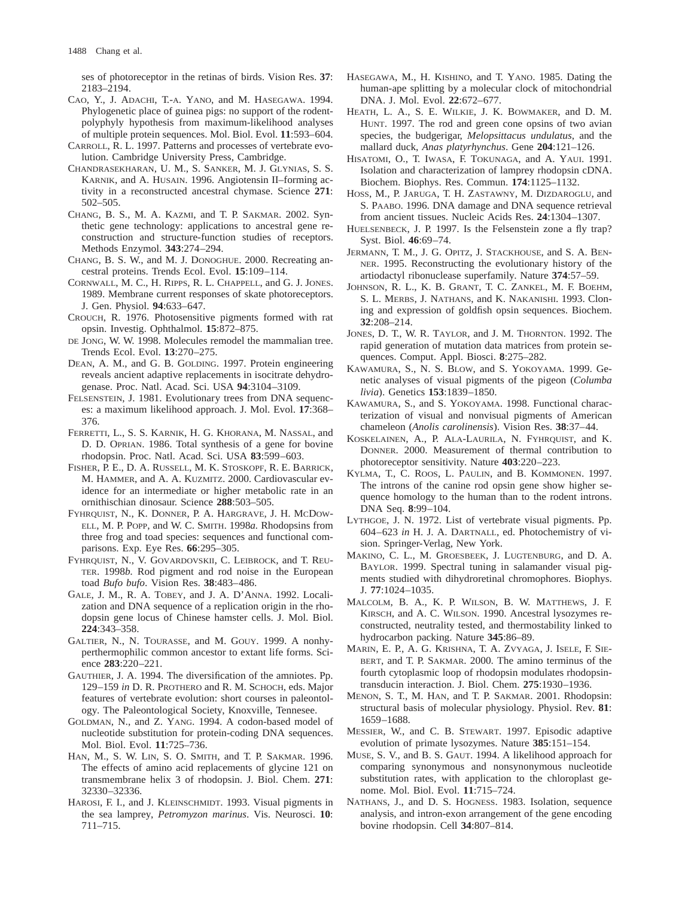ses of photoreceptor in the retinas of birds. Vision Res. **37**: 2183–2194.

Cao, Y., J. Adachi, T.-a. Yano, and M. Hasegawa. 1994. Phylogenetic place of guinea pigs: no support of the rodent-polyphyly hypothesis from maximum-likelihood analyses of multiple protein sequences. Mol. Biol. Evol. **11**:593–604.

Carroll, R. L. 1997. Patterns and processes of vertebrate evolution. Cambridge University Press, Cambridge.

Chandrasekharan, U. M., S. Sanker, M. J. Glynias, S. S. Karnik, and A. Husain. 1996. Angiotensin II–forming activity in a reconstructed ancestral chymase. Science **271**: 502–505.

Chang, B. S., M. A. Kazmi, and T. P. Sakmar. 2002. Synthetic gene technology: applications to ancestral gene reconstruction and structure-function studies of receptors. Methods Enzymol. **343**:274–294.

Chang, B. S. W., and M. J. Donoghue. 2000. Recreating ancestral proteins. Trends Ecol. Evol. **15**:109–114.

Cornwall, M. C., H. Ripps, R. L. Chappell, and G. J. Jones. 1989. Membrane current responses of skate photoreceptors. J. Gen. Physiol. **94**:633–647.

Crouch, R. 1976. Photosensitive pigments formed with rat opsin. Investig. Ophthalmol. **15**:872–875.

de Jong, W. W. 1998. Molecules remodel the mammalian tree. Trends Ecol. Evol. **13**:270–275.

Dean, A. M., and G. B. Golding. 1997. Protein engineering reveals ancient adaptive replacements in isocitrate dehydrogenase. Proc. Natl. Acad. Sci. USA **94**:3104–3109.

Felsenstein, J. 1981. Evolutionary trees from DNA sequences: a maximum likelihood approach. J. Mol. Evol. **17**:368–376.

Ferretti, L., S. S. Karnik, H. G. Khorana, M. Nassal, and D. D. Oprian. 1986. Total synthesis of a gene for bovine rhodopsin. Proc. Natl. Acad. Sci. USA **83**:599–603.

Fisher, P. E., D. A. Russell, M. K. Stoskopf, R. E. Barrick, M. Hammer, and A. A. Kuzmitz. 2000. Cardiovascular evidence for an intermediate or higher metabolic rate in an ornithischian dinosaur. Science **288**:503–505.

Fyhrquist, N., K. Donner, P. A. Hargrave, J. H. McDowell, M. P. Popp, and W. C. Smith. 1998*a*. Rhodopsins from three frog and toad species: sequences and functional comparisons. Exp. Eye Res. **66**:295–305.

Fyhrquist, N., V. Govardovskii, C. Leibrock, and T. Reuter. 1998*b*. Rod pigment and rod noise in the European toad *Bufo bufo*. Vision Res. **38**:483–486.

Gale, J. M., R. A. Tobey, and J. A. D'Anna. 1992. Localization and DNA sequence of a replication origin in the rhodopsin gene locus of Chinese hamster cells. J. Mol. Biol. **224**:343–358.

Galtier, N., N. Tourasse, and M. Gouy. 1999. A nonhyperthermophilic common ancestor to extant life forms. Science **283**:220–221.

Gauthier, J. A. 1994. The diversification of the amniotes. Pp. 129–159 *in* D. R. Prothero and R. M. Schoch, eds. Major features of vertebrate evolution: short courses in paleontology. The Paleontological Society, Knoxville, Tennesee.

Goldman, N., and Z. Yang. 1994. A codon-based model of nucleotide substitution for protein-coding DNA sequences. Mol. Biol. Evol. **11**:725–736.

Han, M., S. W. Lin, S. O. Smith, and T. P. Sakmar. 1996. The effects of amino acid replacements of glycine 121 on transmembrane helix 3 of rhodopsin. J. Biol. Chem. **271**: 32330–32336.

Harosi, F. I., and J. Kleinschmidt. 1993. Visual pigments in the sea lamprey, *Petromyzon marinus*. Vis. Neurosci. **10**: 711–715.

Hasegawa, M., H. Kishino, and T. Yano. 1985. Dating the human-ape splitting by a molecular clock of mitochondrial DNA. J. Mol. Evol. **22**:672–677.

Heath, L. A., S. E. Wilkie, J. K. Bowmaker, and D. M. Hunt. 1997. The rod and green cone opsins of two avian species, the budgerigar, *Melopsittacus undulatus*, and the mallard duck, *Anas platyrhynchus*. Gene **204**:121–126.

Hisatomi, O., T. Iwasa, F. Tokunaga, and A. Yaui. 1991. Isolation and characterization of lamprey rhodopsin cDNA. Biochem. Biophys. Res. Commun. **174**:1125–1132.

Hoss, M., P. Jaruga, T. H. Zastawny, M. Dizdaroglu, and S. Paabo. 1996. DNA damage and DNA sequence retrieval from ancient tissues. Nucleic Acids Res. **24**:1304–1307.

Huelsenbeck, J. P. 1997. Is the Felsenstein zone a fly trap? Syst. Biol. **46**:69–74.

Jermann, T. M., J. G. Opitz, J. Stackhouse, and S. A. Benner. 1995. Reconstructing the evolutionary history of the artiodactyl ribonuclease superfamily. Nature **374**:57–59.

Johnson, R. L., K. B. Grant, T. C. Zankel, M. F. Boehm, S. L. Merbs, J. Nathans, and K. Nakanishi. 1993. Cloning and expression of goldfish opsin sequences. Biochem. **32**:208–214.

Jones, D. T., W. R. Taylor, and J. M. Thornton. 1992. The rapid generation of mutation data matrices from protein sequences. Comput. Appl. Biosci. **8**:275–282.

Kawamura, S., N. S. Blow, and S. Yokoyama. 1999. Genetic analyses of visual pigments of the pigeon (*Columba livia*). Genetics **153**:1839–1850.

Kawamura, S., and S. Yokoyama. 1998. Functional characterization of visual and nonvisual pigments of American chameleon (*Anolis carolinensis*). Vision Res. **38**:37–44.

Koskelainen, A., P. Ala-Laurila, N. Fyhrquist, and K. Donner. 2000. Measurement of thermal contribution to photoreceptor sensitivity. Nature **403**:220–223.

Kylma, T., C. Roos, L. Paulin, and B. Kommonen. 1997. The introns of the canine rod opsin gene show higher sequence homology to the human than to the rodent introns. DNA Seq. **8**:99–104.

Lythgoe, J. N. 1972. List of vertebrate visual pigments. Pp. 604–623 *in* H. J. A. Dartnall, ed. Photochemistry of vision. Springer-Verlag, New York.

Makino, C. L., M. Groesbeek, J. Lugtenburg, and D. A. Baylor. 1999. Spectral tuning in salamander visual pigments studied with dihydroretinal chromophores. Biophys. J. **77**:1024–1035.

Malcolm, B. A., K. P. Wilson, B. W. Matthews, J. F. Kirsch, and A. C. Wilson. 1990. Ancestral lysozymes reconstructed, neutrality tested, and thermostability linked to hydrocarbon packing. Nature **345**:86–89.

Marin, E. P., A. G. Krishna, T. A. Zvyaga, J. Isele, F. Siebert, and T. P. Sakmar. 2000. The amino terminus of the fourth cytoplasmic loop of rhodopsin modulates rhodopsin-transducin interaction. J. Biol. Chem. **275**:1930–1936.

Menon, S. T., M. Han, and T. P. Sakmar. 2001. Rhodopsin: structural basis of molecular physiology. Physiol. Rev. **81**: 1659–1688.

Messier, W., and C. B. Stewart. 1997. Episodic adaptive evolution of primate lysozymes. Nature **385**:151–154.

Muse, S. V., and B. S. Gaut. 1994. A likelihood approach for comparing synonymous and nonsynonymous nucleotide substitution rates, with application to the chloroplast genome. Mol. Biol. Evol. **11**:715–724.

Nathans, J., and D. S. Hogness. 1983. Isolation, sequence analysis, and intron-exon arrangement of the gene encoding bovine rhodopsin. Cell **34**:807–814.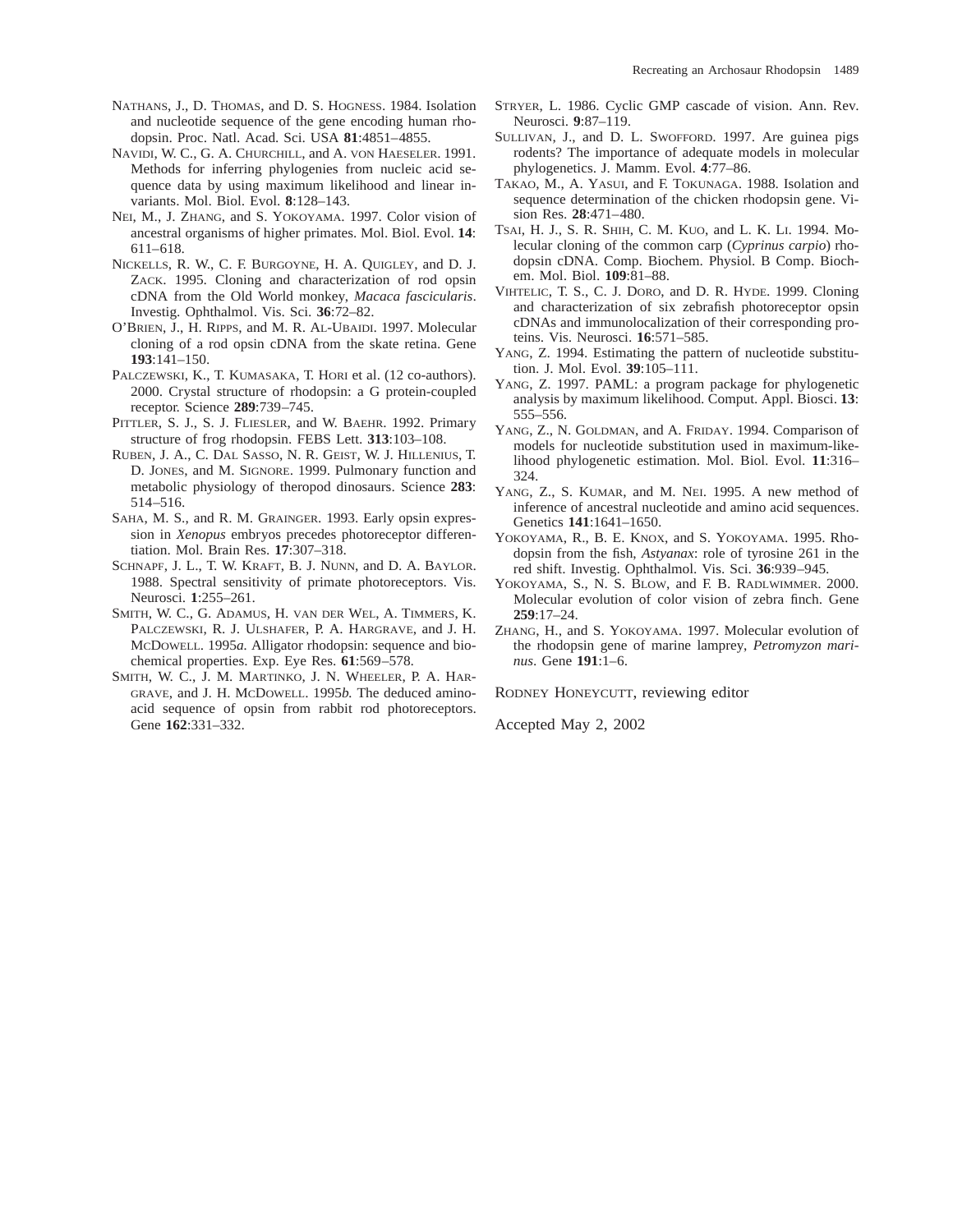NATHANS, J., D. THOMAS, and D. S. HOGNESS. 1984. Isolation and nucleotide sequence of the gene encoding human rhodopsin. Proc. Natl. Acad. Sci. USA **81**:4851–4855.

NAVIDI, W. C., G. A. CHURCHILL, and A. VON HAESELER. 1991. Methods for inferring phylogenies from nucleic acid sequence data by using maximum likelihood and linear invariants. Mol. Biol. Evol. **8**:128–143.

NEI, M., J. ZHANG, and S. YOKOYAMA. 1997. Color vision of ancestral organisms of higher primates. Mol. Biol. Evol. **14**: 611–618.

NICKELLS, R. W., C. F. BURGOYNE, H. A. QUIGLEY, and D. J. ZACK. 1995. Cloning and characterization of rod opsin cDNA from the Old World monkey, *Macaca fascicularis*. Investig. Ophthalmol. Vis. Sci. **36**:72–82.

O'BRIEN, J., H. RIPPS, and M. R. AL-UBAIDI. 1997. Molecular cloning of a rod opsin cDNA from the skate retina. Gene **193**:141–150.

PALCZEWSKI, K., T. KUMASAKA, T. HORI et al. (12 co-authors). 2000. Crystal structure of rhodopsin: a G protein-coupled receptor. Science **289**:739–745.

PITTLER, S. J., S. J. FLIESLER, and W. BAEHR. 1992. Primary structure of frog rhodopsin. FEBS Lett. **313**:103–108.

RUBEN, J. A., C. DAL SASSO, N. R. GEIST, W. J. HILLENIUS, T. D. JONES, and M. SIGNORE. 1999. Pulmonary function and metabolic physiology of theropod dinosaurs. Science **283**: 514–516.

SAHA, M. S., and R. M. GRAINGER. 1993. Early opsin expression in *Xenopus* embryos precedes photoreceptor differentiation. Mol. Brain Res. **17**:307–318.

SCHNAPF, J. L., T. W. KRAFT, B. J. NUNN, and D. A. BAYLOR. 1988. Spectral sensitivity of primate photoreceptors. Vis. Neurosci. **1**:255–261.

SMITH, W. C., G. ADAMUS, H. VAN DER WEL, A. TIMMERS, K. PALCZEWSKI, R. J. ULSHAFER, P. A. HARGRAVE, and J. H. MCDOWELL. 1995*a*. Alligator rhodopsin: sequence and biochemical properties. Exp. Eye Res. **61**:569–578.

SMITH, W. C., J. M. MARTINKO, J. N. WHEELER, P. A. HARGRAVE, and J. H. MCDOWELL. 1995*b*. The deduced amino-acid sequence of opsin from rabbit rod photoreceptors. Gene **162**:331–332.

STRYER, L. 1986. Cyclic GMP cascade of vision. Ann. Rev. Neurosci. **9**:87–119.

SULLIVAN, J., and D. L. SWOFFORD. 1997. Are guinea pigs rodents? The importance of adequate models in molecular phylogenetics. J. Mamm. Evol. **4**:77–86.

TAKAO, M., A. YASUI, and F. TOKUNAGA. 1988. Isolation and sequence determination of the chicken rhodopsin gene. Vision Res. **28**:471–480.

TSAI, H. J., S. R. SHIH, C. M. KUO, and L. K. LI. 1994. Molecular cloning of the common carp (*Cyprinus carpio*) rhodopsin cDNA. Comp. Biochem. Physiol. B Comp. Biochem. Mol. Biol. **109**:81–88.

VIHTELIC, T. S., C. J. DORO, and D. R. HYDE. 1999. Cloning and characterization of six zebrafish photoreceptor opsin cDNAs and immunolocalization of their corresponding proteins. Vis. Neurosci. **16**:571–585.

YANG, Z. 1994. Estimating the pattern of nucleotide substitution. J. Mol. Evol. **39**:105–111.

YANG, Z. 1997. PAML: a program package for phylogenetic analysis by maximum likelihood. Comput. Appl. Biosci. **13**: 555–556.

YANG, Z., N. GOLDMAN, and A. FRIDAY. 1994. Comparison of models for nucleotide substitution used in maximum-likelihood phylogenetic estimation. Mol. Biol. Evol. **11**:316–324.

YANG, Z., S. KUMAR, and M. NEI. 1995. A new method of inference of ancestral nucleotide and amino acid sequences. Genetics **141**:1641–1650.

YOKOYAMA, R., B. E. KNOX, and S. YOKOYAMA. 1995. Rhodopsin from the fish, *Astyanax*: role of tyrosine 261 in the red shift. Investig. Ophthalmol. Vis. Sci. **36**:939–945.

YOKOYAMA, S., N. S. BLOW, and F. B. RADLWIMMER. 2000. Molecular evolution of color vision of zebra finch. Gene **259**:17–24.

ZHANG, H., and S. YOKOYAMA. 1997. Molecular evolution of the rhodopsin gene of marine lamprey, *Petromyzon marinus*. Gene **191**:1–6.

RODNEY HONEYCUTT, reviewing editor

Accepted May 2, 2002